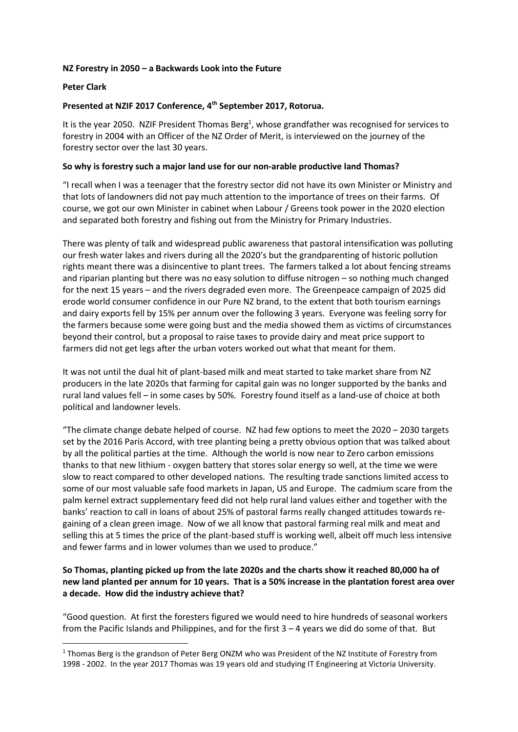**NZ Forestry in 2050 – a Backwards Look into the Future**

**Peter Clark**

**Presented at NZIF 2017 Conference, 4th September 2017, Rotorua.**

It is the year 2050. NZIF President Thomas Berg[1], whose grandfather was recognised for services to forestry in 2004 with an Officer of the NZ Order of Merit, is interviewed on the journey of the forestry sector over the last 30 years.

**So why is forestry such a major land use for our non-arable productive land Thomas?**

"I recall when I was a teenager that the forestry sector did not have its own Minister or Ministry and that lots of landowners did not pay much attention to the importance of trees on their farms. Of course, we got our own Minister in cabinet when Labour / Greens took power in the 2020 election and separated both forestry and fishing out from the Ministry for Primary Industries.

There was plenty of talk and widespread public awareness that pastoral intensification was polluting our fresh water lakes and rivers during all the 2020's but the grandparenting of historic pollution rights meant there was a disincentive to plant trees. The farmers talked a lot about fencing streams and riparian planting but there was no easy solution to diffuse nitrogen – so nothing much changed for the next 15 years – and the rivers degraded even more. The Greenpeace campaign of 2025 did erode world consumer confidence in our Pure NZ brand, to the extent that both tourism earnings and dairy exports fell by 15% per annum over the following 3 years. Everyone was feeling sorry for the farmers because some were going bust and the media showed them as victims of circumstances beyond their control, but a proposal to raise taxes to provide dairy and meat price support to farmers did not get legs after the urban voters worked out what that meant for them.

It was not until the dual hit of plant-based milk and meat started to take market share from NZ producers in the late 2020s that farming for capital gain was no longer supported by the banks and rural land values fell – in some cases by 50%. Forestry found itself as a land-use of choice at both political and landowner levels.

"The climate change debate helped of course. NZ had few options to meet the 2020 – 2030 targets set by the 2016 Paris Accord, with tree planting being a pretty obvious option that was talked about by all the political parties at the time. Although the world is now near to Zero carbon emissions thanks to that new lithium - oxygen battery that stores solar energy so well, at the time we were slow to react compared to other developed nations. The resulting trade sanctions limited access to some of our most valuable safe food markets in Japan, US and Europe. The cadmium scare from the palm kernel extract supplementary feed did not help rural land values either and together with the banks' reaction to call in loans of about 25% of pastoral farms really changed attitudes towards re-gaining of a clean green image. Now of we all know that pastoral farming real milk and meat and selling this at 5 times the price of the plant-based stuff is working well, albeit off much less intensive and fewer farms and in lower volumes than we used to produce."

**So Thomas, planting picked up from the late 2020s and the charts show it reached 80,000 ha of new land planted per annum for 10 years. That is a 50% increase in the plantation forest area over a decade. How did the industry achieve that?**

"Good question. At first the foresters figured we would need to hire hundreds of seasonal workers from the Pacific Islands and Philippines, and for the first 3 – 4 years we did do some of that. But

[1] Thomas Berg is the grandson of Peter Berg ONZM who was President of the NZ Institute of Forestry from 1998 - 2002. In the year 2017 Thomas was 19 years old and studying IT Engineering at Victoria University.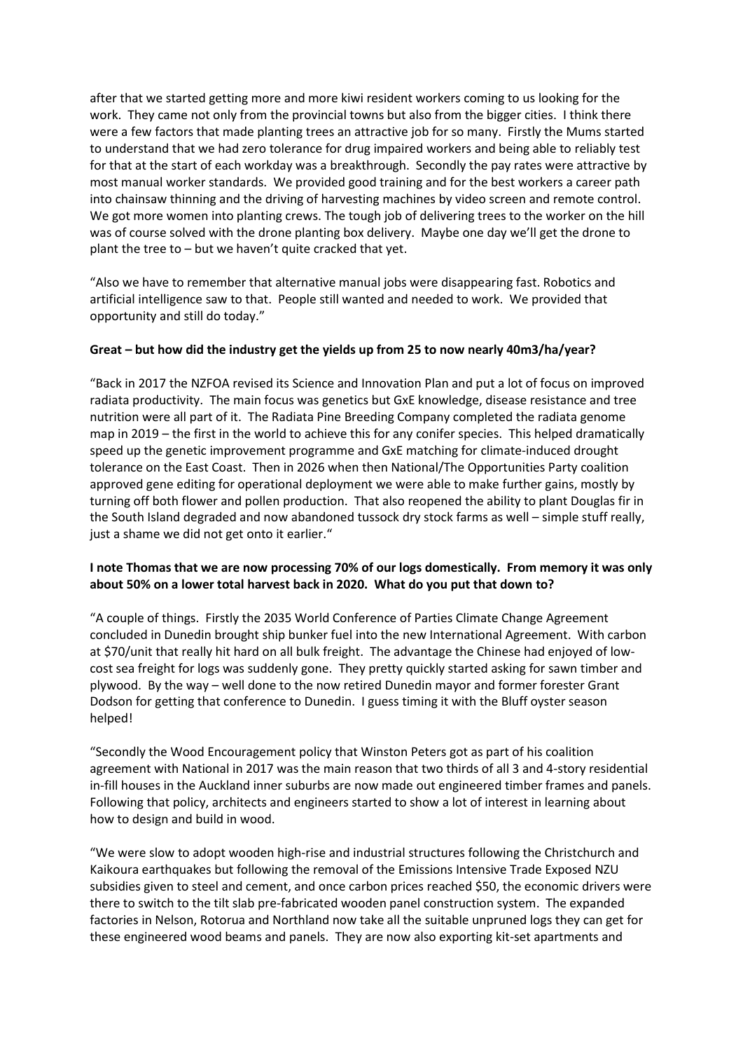after that we started getting more and more kiwi resident workers coming to us looking for the work. They came not only from the provincial towns but also from the bigger cities. I think there were a few factors that made planting trees an attractive job for so many. Firstly the Mums started to understand that we had zero tolerance for drug impaired workers and being able to reliably test for that at the start of each workday was a breakthrough. Secondly the pay rates were attractive by most manual worker standards. We provided good training and for the best workers a career path into chainsaw thinning and the driving of harvesting machines by video screen and remote control. We got more women into planting crews. The tough job of delivering trees to the worker on the hill was of course solved with the drone planting box delivery. Maybe one day we'll get the drone to plant the tree to – but we haven't quite cracked that yet.

"Also we have to remember that alternative manual jobs were disappearing fast. Robotics and artificial intelligence saw to that. People still wanted and needed to work. We provided that opportunity and still do today."

**Great – but how did the industry get the yields up from 25 to now nearly 40m3/ha/year?**

"Back in 2017 the NZFOA revised its Science and Innovation Plan and put a lot of focus on improved radiata productivity. The main focus was genetics but GxE knowledge, disease resistance and tree nutrition were all part of it. The Radiata Pine Breeding Company completed the radiata genome map in 2019 – the first in the world to achieve this for any conifer species. This helped dramatically speed up the genetic improvement programme and GxE matching for climate-induced drought tolerance on the East Coast. Then in 2026 when then National/The Opportunities Party coalition approved gene editing for operational deployment we were able to make further gains, mostly by turning off both flower and pollen production. That also reopened the ability to plant Douglas fir in the South Island degraded and now abandoned tussock dry stock farms as well – simple stuff really, just a shame we did not get onto it earlier."

**I note Thomas that we are now processing 70% of our logs domestically. From memory it was only about 50% on a lower total harvest back in 2020. What do you put that down to?**

"A couple of things. Firstly the 2035 World Conference of Parties Climate Change Agreement concluded in Dunedin brought ship bunker fuel into the new International Agreement. With carbon at $70/unit that really hit hard on all bulk freight. The advantage the Chinese had enjoyed of low-cost sea freight for logs was suddenly gone. They pretty quickly started asking for sawn timber and plywood. By the way – well done to the now retired Dunedin mayor and former forester Grant Dodson for getting that conference to Dunedin. I guess timing it with the Bluff oyster season helped!

"Secondly the Wood Encouragement policy that Winston Peters got as part of his coalition agreement with National in 2017 was the main reason that two thirds of all 3 and 4-story residential in-fill houses in the Auckland inner suburbs are now made out engineered timber frames and panels. Following that policy, architects and engineers started to show a lot of interest in learning about how to design and build in wood.

"We were slow to adopt wooden high-rise and industrial structures following the Christchurch and Kaikoura earthquakes but following the removal of the Emissions Intensive Trade Exposed NZU subsidies given to steel and cement, and once carbon prices reached $50, the economic drivers were there to switch to the tilt slab pre-fabricated wooden panel construction system. The expanded factories in Nelson, Rotorua and Northland now take all the suitable unpruned logs they can get for these engineered wood beams and panels. They are now also exporting kit-set apartments and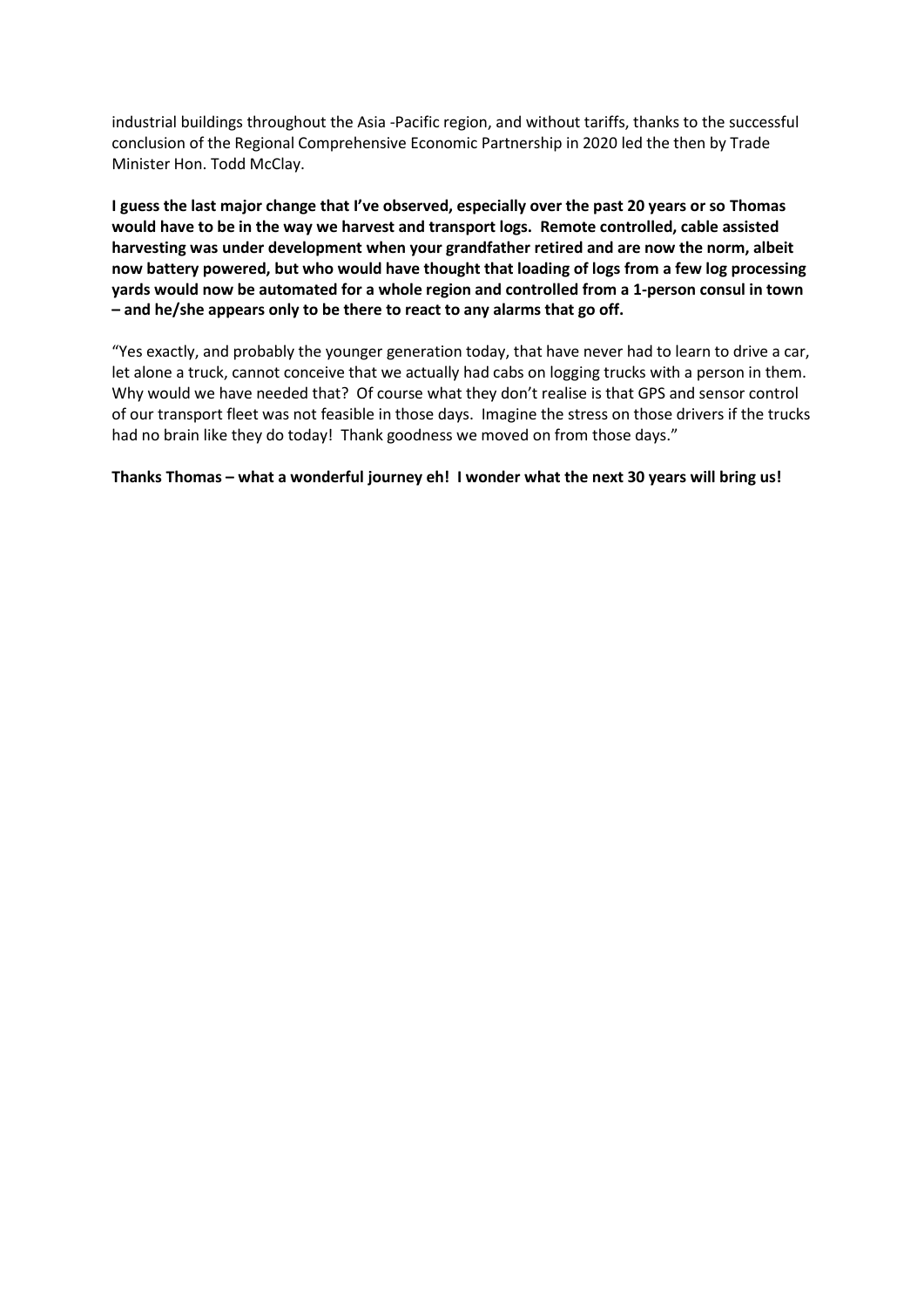industrial buildings throughout the Asia -Pacific region, and without tariffs, thanks to the successful conclusion of the Regional Comprehensive Economic Partnership in 2020 led the then by Trade Minister Hon. Todd McClay.

**I guess the last major change that I've observed, especially over the past 20 years or so Thomas would have to be in the way we harvest and transport logs. Remote controlled, cable assisted harvesting was under development when your grandfather retired and are now the norm, albeit now battery powered, but who would have thought that loading of logs from a few log processing yards would now be automated for a whole region and controlled from a 1-person consul in town – and he/she appears only to be there to react to any alarms that go off.**

"Yes exactly, and probably the younger generation today, that have never had to learn to drive a car, let alone a truck, cannot conceive that we actually had cabs on logging trucks with a person in them. Why would we have needed that? Of course what they don't realise is that GPS and sensor control of our transport fleet was not feasible in those days. Imagine the stress on those drivers if the trucks had no brain like they do today! Thank goodness we moved on from those days."

**Thanks Thomas – what a wonderful journey eh! I wonder what the next 30 years will bring us!**